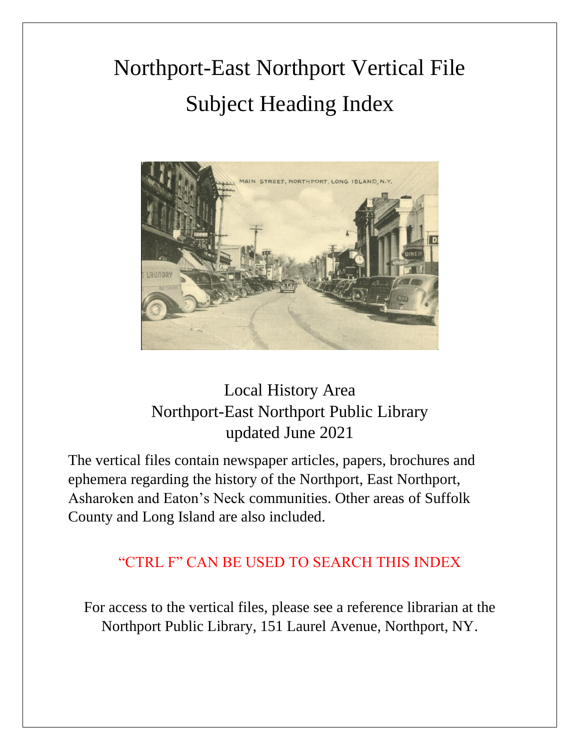# Northport-East Northport Vertical File Subject Heading Index

Local History Area
Northport-East Northport Public Library
updated June 2021

The vertical files contain newspaper articles, papers, brochures and ephemera regarding the history of the Northport, East Northport, Asharoken and Eaton's Neck communities. Other areas of Suffolk County and Long Island are also included.

"CTRL F" CAN BE USED TO SEARCH THIS INDEX

For access to the vertical files, please see a reference librarian at the Northport Public Library, 151 Laurel Avenue, Northport, NY.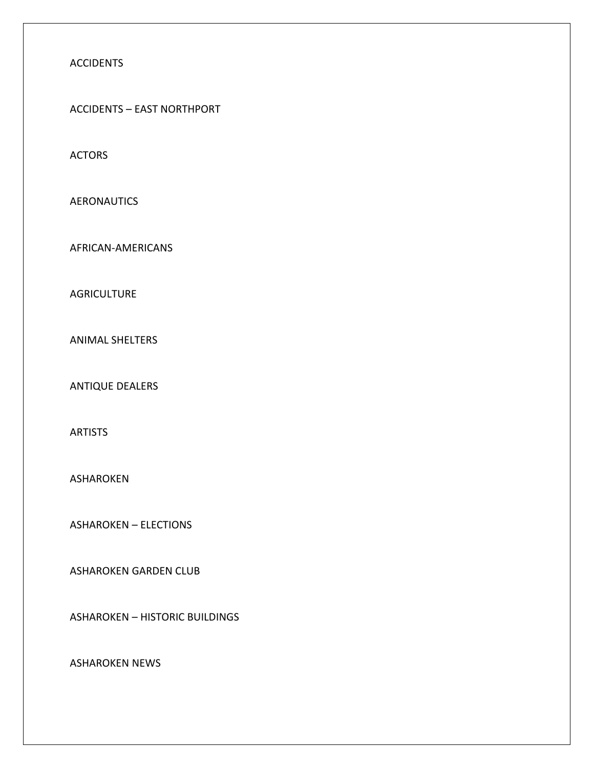ACCIDENTS

ACCIDENTS – EAST NORTHPORT

ACTORS

AERONAUTICS

AFRICAN-AMERICANS

AGRICULTURE

ANIMAL SHELTERS

ANTIQUE DEALERS

ARTISTS

ASHAROKEN

ASHAROKEN – ELECTIONS

ASHAROKEN GARDEN CLUB

ASHAROKEN – HISTORIC BUILDINGS

ASHAROKEN NEWS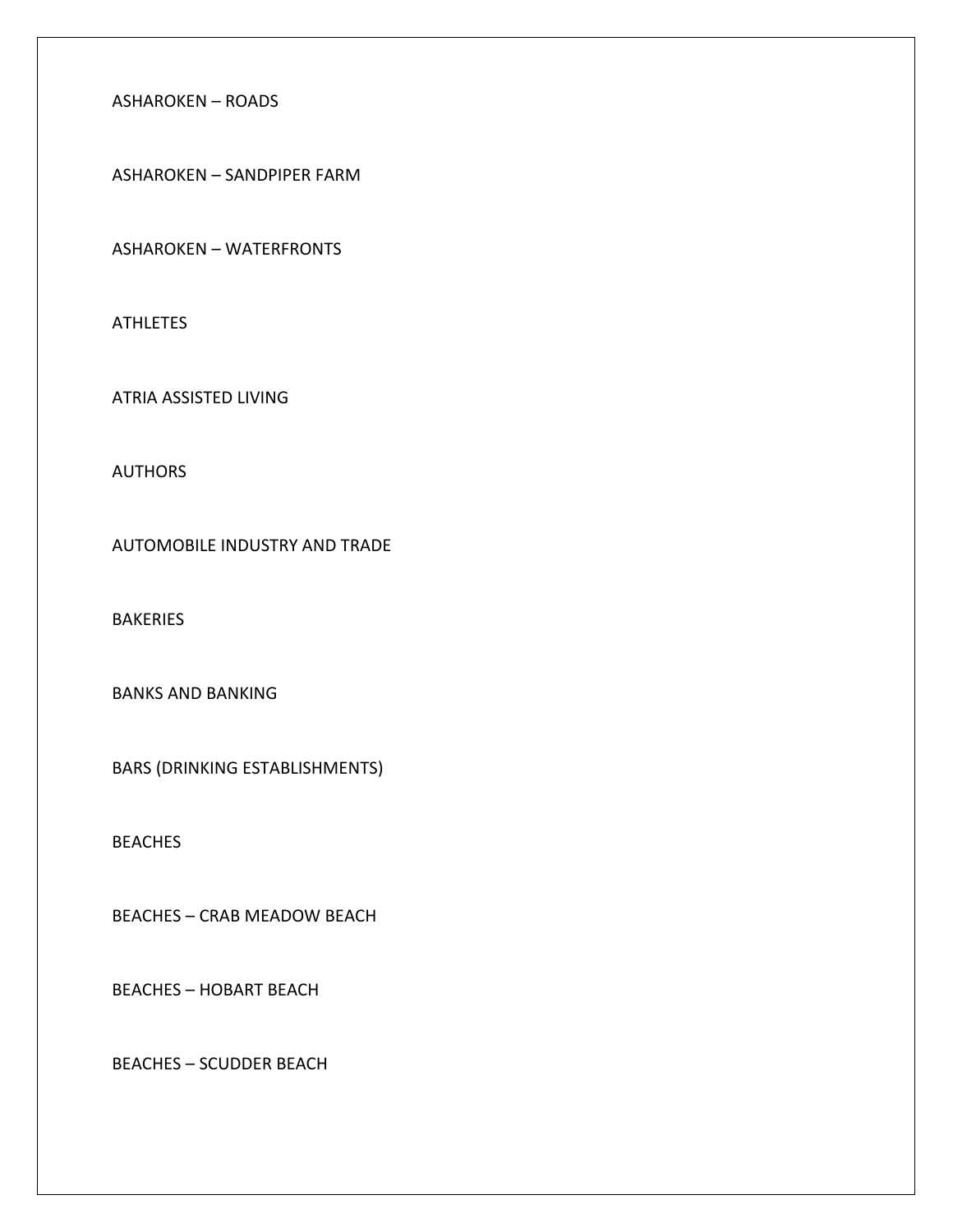ASHAROKEN – ROADS

ASHAROKEN – SANDPIPER FARM

ASHAROKEN – WATERFRONTS

ATHLETES

ATRIA ASSISTED LIVING

AUTHORS

AUTOMOBILE INDUSTRY AND TRADE

BAKERIES

BANKS AND BANKING

BARS (DRINKING ESTABLISHMENTS)

BEACHES

BEACHES – CRAB MEADOW BEACH

BEACHES – HOBART BEACH

BEACHES – SCUDDER BEACH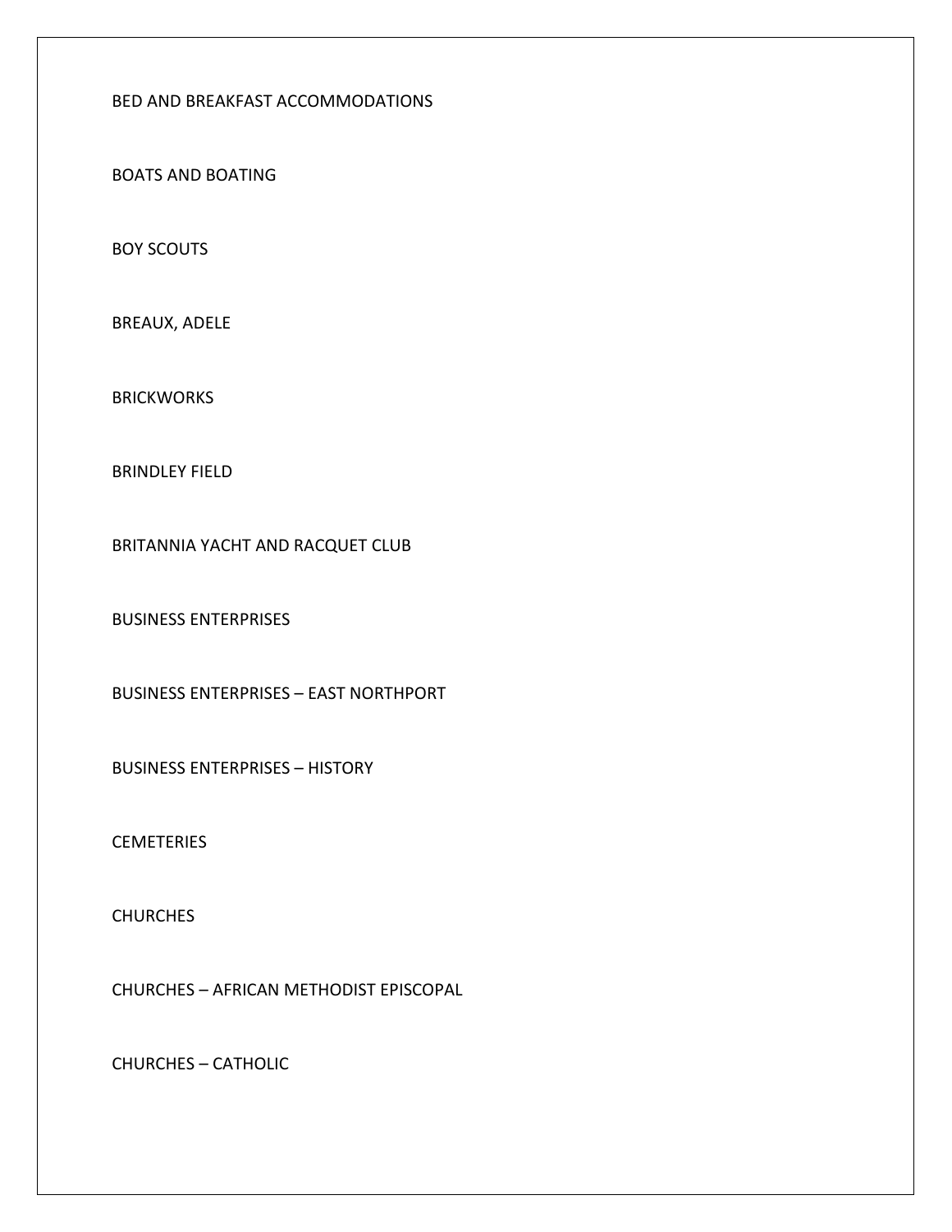BED AND BREAKFAST ACCOMMODATIONS

BOATS AND BOATING

BOY SCOUTS

BREAUX, ADELE

BRICKWORKS

BRINDLEY FIELD

BRITANNIA YACHT AND RACQUET CLUB

BUSINESS ENTERPRISES

BUSINESS ENTERPRISES – EAST NORTHPORT

BUSINESS ENTERPRISES – HISTORY

CEMETERIES

CHURCHES

CHURCHES – AFRICAN METHODIST EPISCOPAL

CHURCHES – CATHOLIC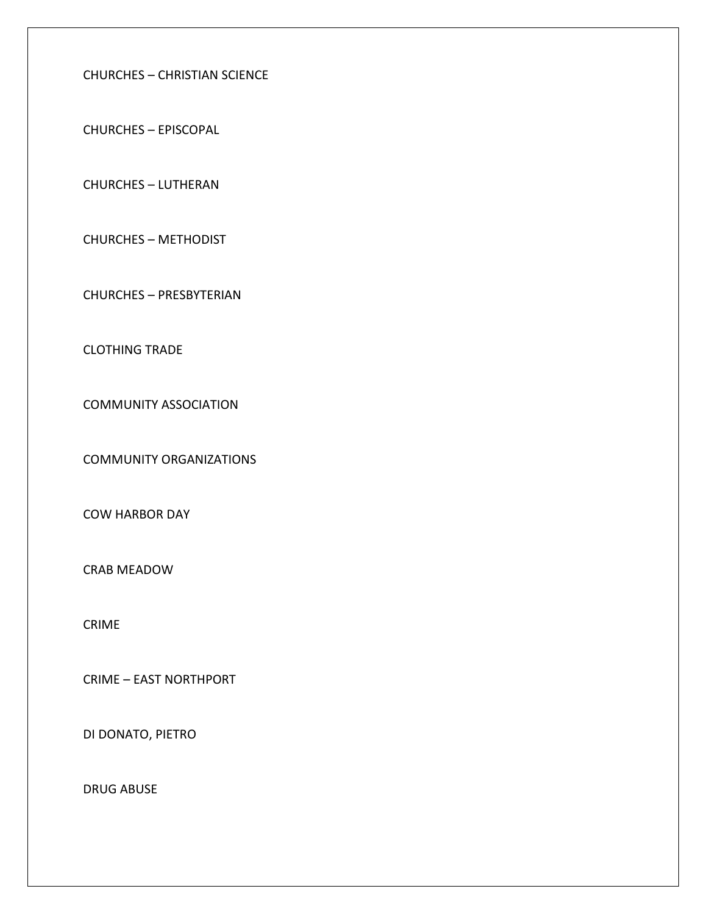CHURCHES – CHRISTIAN SCIENCE

CHURCHES – EPISCOPAL

CHURCHES – LUTHERAN

CHURCHES – METHODIST

CHURCHES – PRESBYTERIAN

CLOTHING TRADE

COMMUNITY ASSOCIATION

COMMUNITY ORGANIZATIONS

COW HARBOR DAY

CRAB MEADOW

CRIME

CRIME – EAST NORTHPORT

DI DONATO, PIETRO

DRUG ABUSE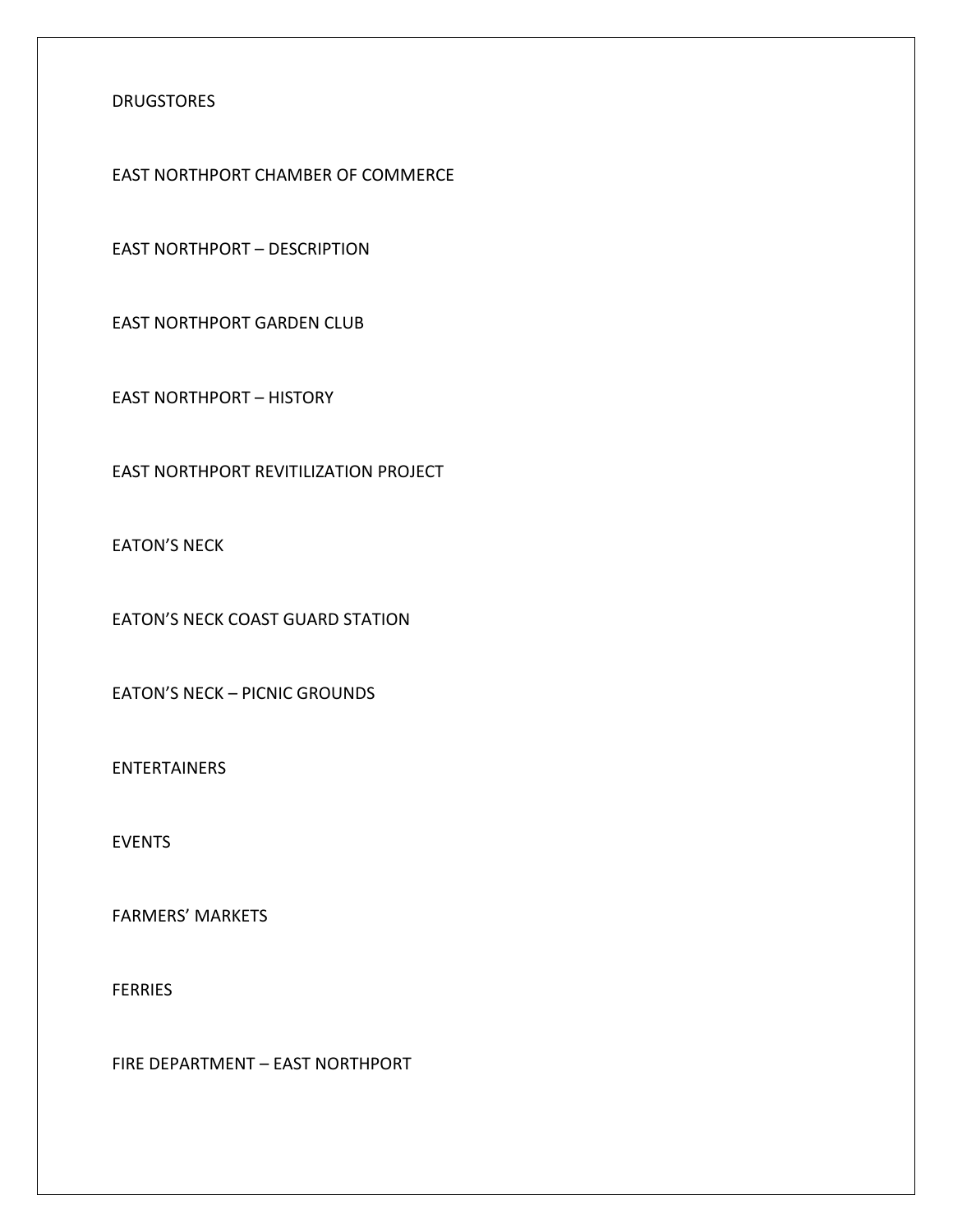DRUGSTORES

EAST NORTHPORT CHAMBER OF COMMERCE

EAST NORTHPORT – DESCRIPTION

EAST NORTHPORT GARDEN CLUB

EAST NORTHPORT – HISTORY

EAST NORTHPORT REVITILIZATION PROJECT

EATON'S NECK

EATON'S NECK COAST GUARD STATION

EATON'S NECK – PICNIC GROUNDS

ENTERTAINERS

EVENTS

FARMERS' MARKETS

FERRIES

FIRE DEPARTMENT – EAST NORTHPORT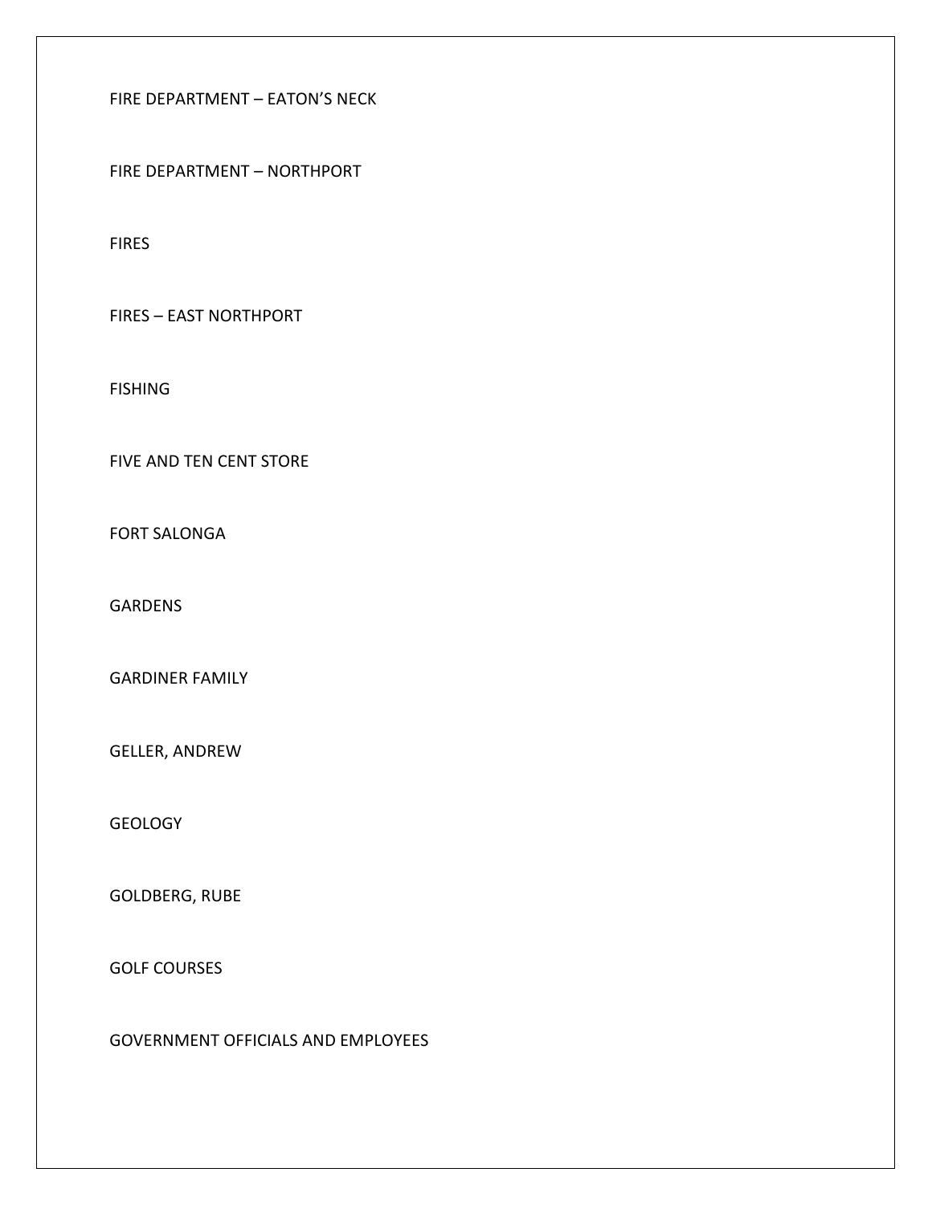FIRE DEPARTMENT – EATON'S NECK

FIRE DEPARTMENT – NORTHPORT

FIRES

FIRES – EAST NORTHPORT

FISHING

FIVE AND TEN CENT STORE

FORT SALONGA

GARDENS

GARDINER FAMILY

GELLER, ANDREW

GEOLOGY

GOLDBERG, RUBE

GOLF COURSES

GOVERNMENT OFFICIALS AND EMPLOYEES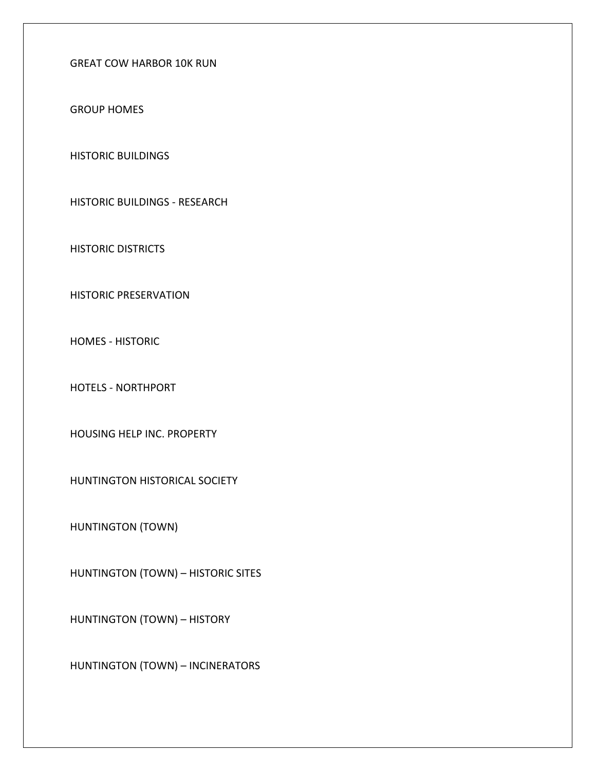GREAT COW HARBOR 10K RUN

GROUP HOMES

HISTORIC BUILDINGS

HISTORIC BUILDINGS - RESEARCH

HISTORIC DISTRICTS

HISTORIC PRESERVATION

HOMES - HISTORIC

HOTELS - NORTHPORT

HOUSING HELP INC. PROPERTY

HUNTINGTON HISTORICAL SOCIETY

HUNTINGTON (TOWN)

HUNTINGTON (TOWN) – HISTORIC SITES

HUNTINGTON (TOWN) – HISTORY

HUNTINGTON (TOWN) – INCINERATORS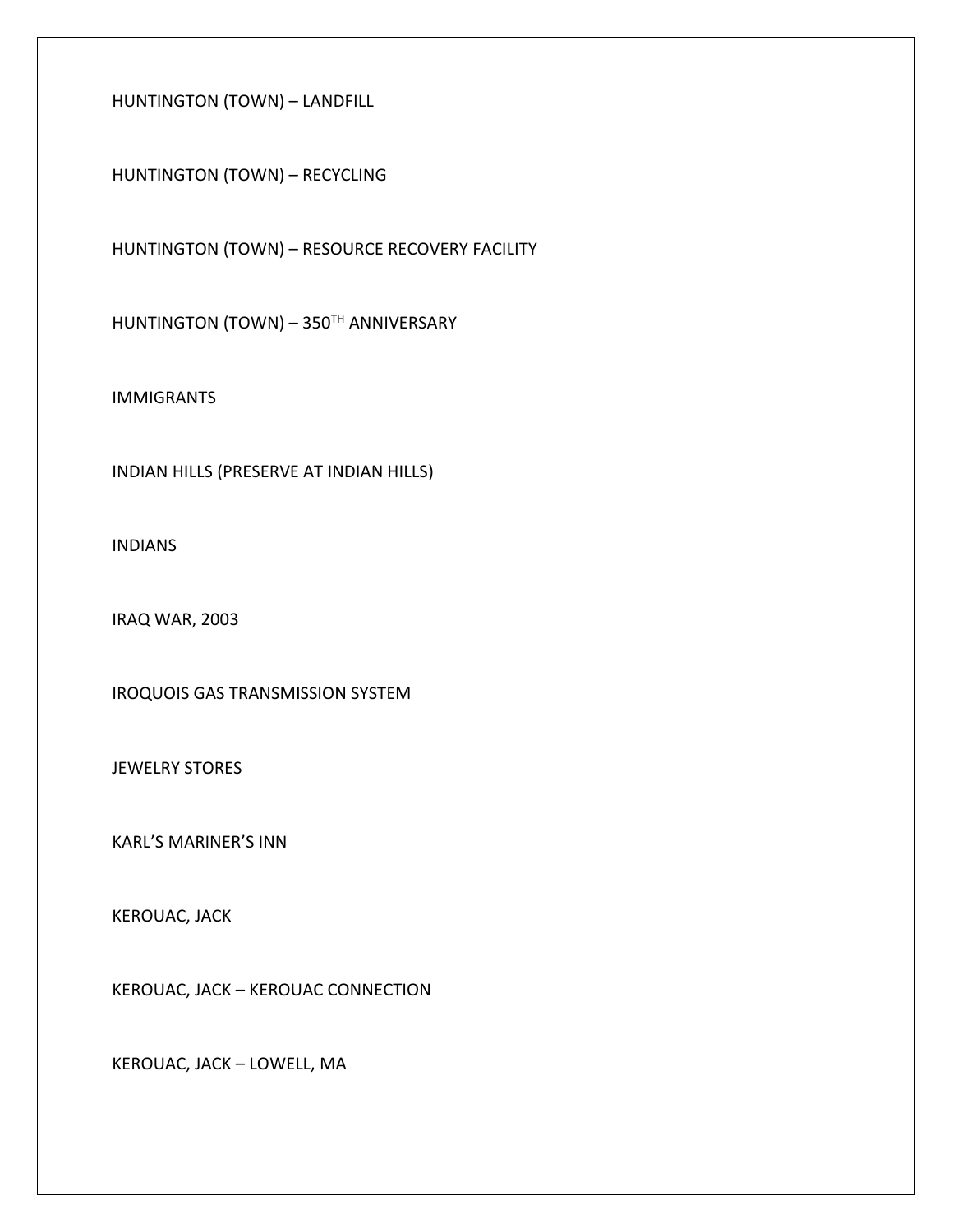HUNTINGTON (TOWN) – LANDFILL

HUNTINGTON (TOWN) – RECYCLING

HUNTINGTON (TOWN) – RESOURCE RECOVERY FACILITY

HUNTINGTON (TOWN) – 350TH ANNIVERSARY

IMMIGRANTS

INDIAN HILLS (PRESERVE AT INDIAN HILLS)

INDIANS

IRAQ WAR, 2003

IROQUOIS GAS TRANSMISSION SYSTEM

JEWELRY STORES

KARL'S MARINER'S INN

KEROUAC, JACK

KEROUAC, JACK – KEROUAC CONNECTION

KEROUAC, JACK – LOWELL, MA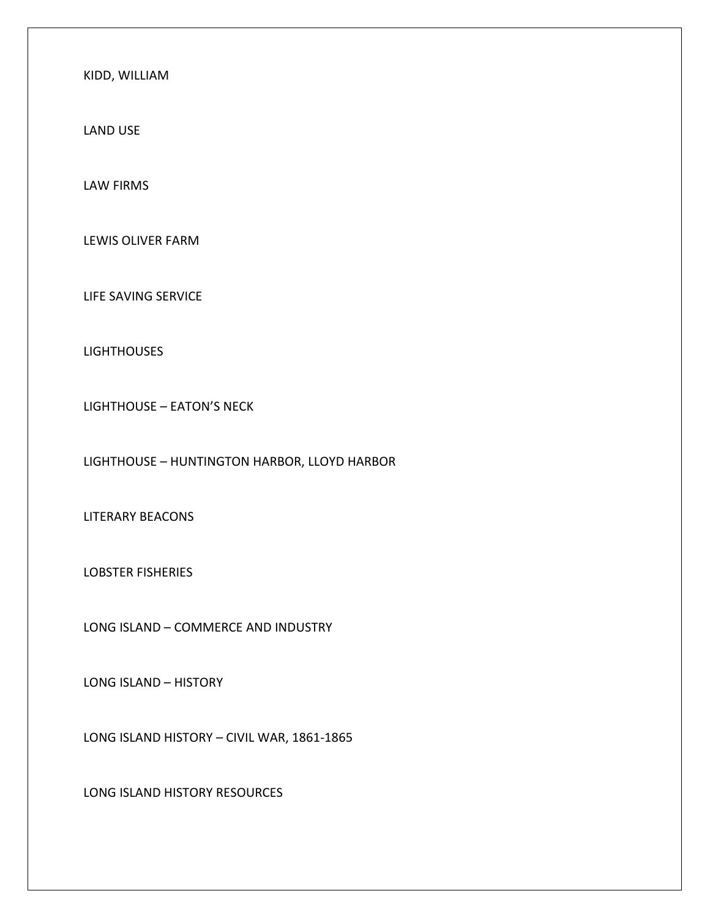KIDD, WILLIAM

LAND USE

LAW FIRMS

LEWIS OLIVER FARM

LIFE SAVING SERVICE

LIGHTHOUSES

LIGHTHOUSE – EATON'S NECK

LIGHTHOUSE – HUNTINGTON HARBOR, LLOYD HARBOR

LITERARY BEACONS

LOBSTER FISHERIES

LONG ISLAND – COMMERCE AND INDUSTRY

LONG ISLAND – HISTORY

LONG ISLAND HISTORY – CIVIL WAR, 1861-1865

LONG ISLAND HISTORY RESOURCES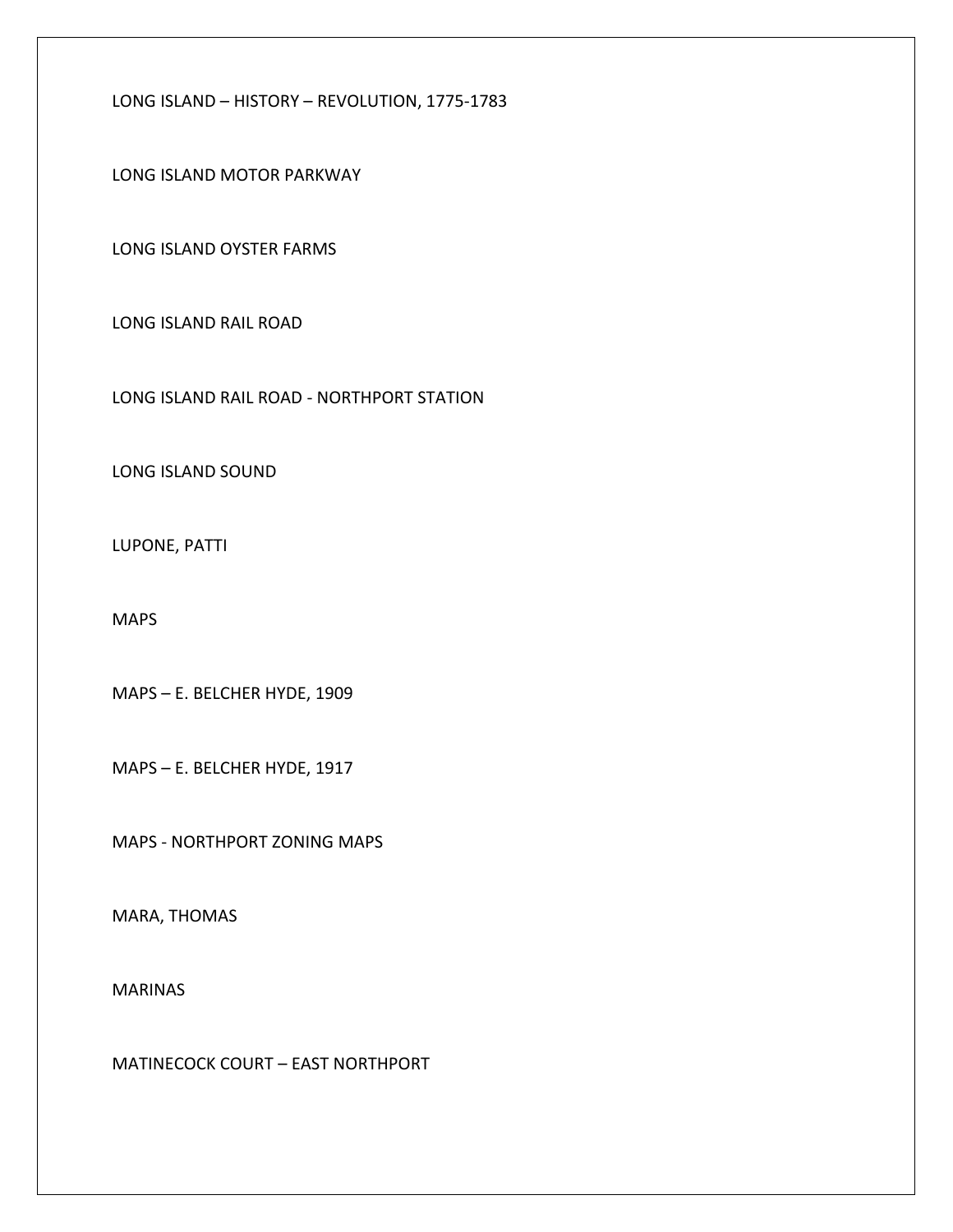LONG ISLAND – HISTORY – REVOLUTION, 1775-1783

LONG ISLAND MOTOR PARKWAY

LONG ISLAND OYSTER FARMS

LONG ISLAND RAIL ROAD

LONG ISLAND RAIL ROAD - NORTHPORT STATION

LONG ISLAND SOUND

LUPONE, PATTI

MAPS

MAPS – E. BELCHER HYDE, 1909

MAPS – E. BELCHER HYDE, 1917

MAPS - NORTHPORT ZONING MAPS

MARA, THOMAS

MARINAS

MATINECOCK COURT – EAST NORTHPORT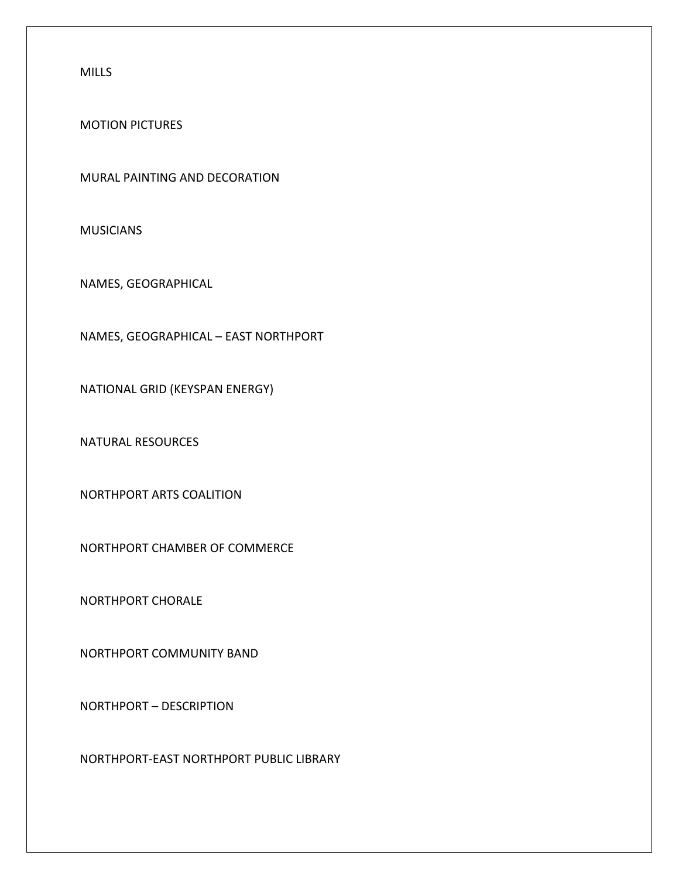MILLS

MOTION PICTURES

MURAL PAINTING AND DECORATION

MUSICIANS

NAMES, GEOGRAPHICAL

NAMES, GEOGRAPHICAL – EAST NORTHPORT

NATIONAL GRID (KEYSPAN ENERGY)

NATURAL RESOURCES

NORTHPORT ARTS COALITION

NORTHPORT CHAMBER OF COMMERCE

NORTHPORT CHORALE

NORTHPORT COMMUNITY BAND

NORTHPORT – DESCRIPTION

NORTHPORT-EAST NORTHPORT PUBLIC LIBRARY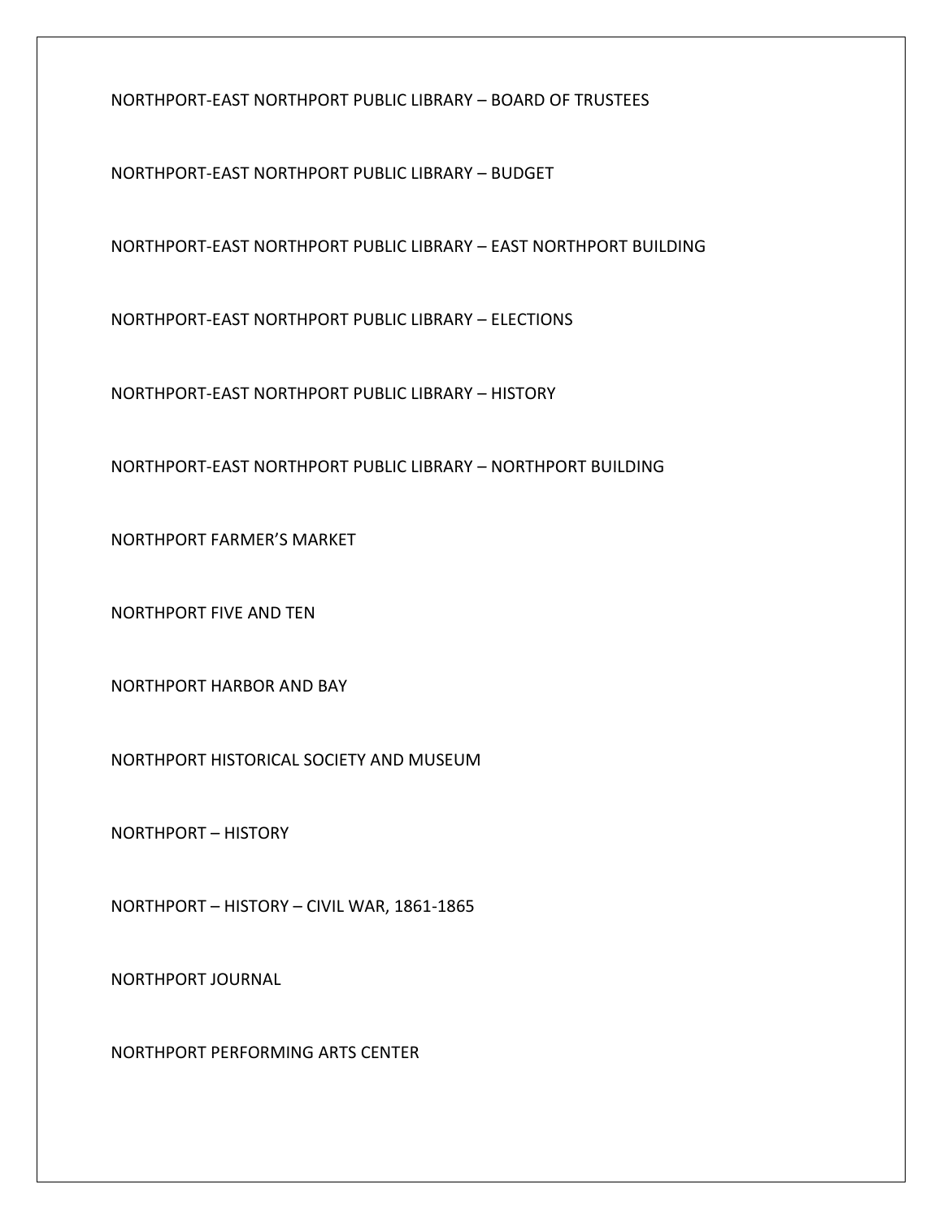NORTHPORT-EAST NORTHPORT PUBLIC LIBRARY – BOARD OF TRUSTEES

NORTHPORT-EAST NORTHPORT PUBLIC LIBRARY – BUDGET

NORTHPORT-EAST NORTHPORT PUBLIC LIBRARY – EAST NORTHPORT BUILDING

NORTHPORT-EAST NORTHPORT PUBLIC LIBRARY – ELECTIONS

NORTHPORT-EAST NORTHPORT PUBLIC LIBRARY – HISTORY

NORTHPORT-EAST NORTHPORT PUBLIC LIBRARY – NORTHPORT BUILDING

NORTHPORT FARMER'S MARKET

NORTHPORT FIVE AND TEN

NORTHPORT HARBOR AND BAY

NORTHPORT HISTORICAL SOCIETY AND MUSEUM

NORTHPORT – HISTORY

NORTHPORT – HISTORY – CIVIL WAR, 1861-1865

NORTHPORT JOURNAL

NORTHPORT PERFORMING ARTS CENTER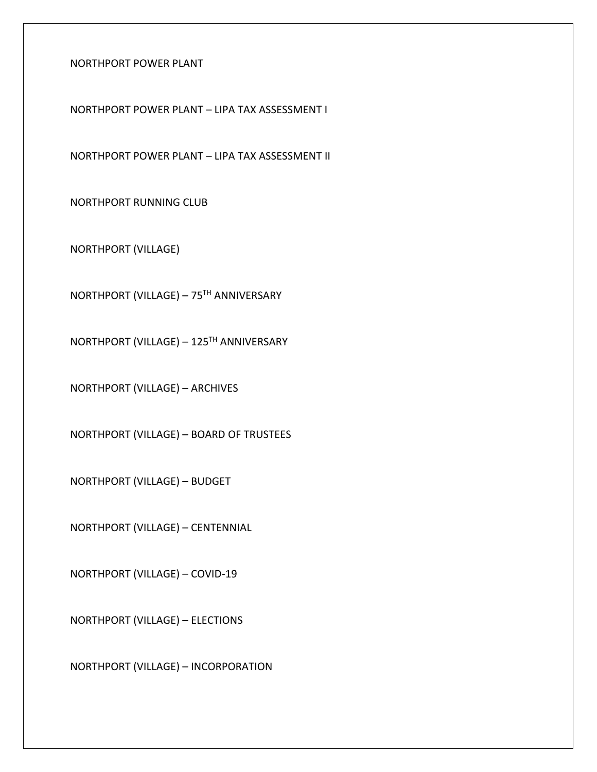NORTHPORT POWER PLANT

NORTHPORT POWER PLANT – LIPA TAX ASSESSMENT I

NORTHPORT POWER PLANT – LIPA TAX ASSESSMENT II

NORTHPORT RUNNING CLUB

NORTHPORT (VILLAGE)

NORTHPORT (VILLAGE) – 75TH ANNIVERSARY

NORTHPORT (VILLAGE) – 125TH ANNIVERSARY

NORTHPORT (VILLAGE) – ARCHIVES

NORTHPORT (VILLAGE) – BOARD OF TRUSTEES

NORTHPORT (VILLAGE) – BUDGET

NORTHPORT (VILLAGE) – CENTENNIAL

NORTHPORT (VILLAGE) – COVID-19

NORTHPORT (VILLAGE) – ELECTIONS

NORTHPORT (VILLAGE) – INCORPORATION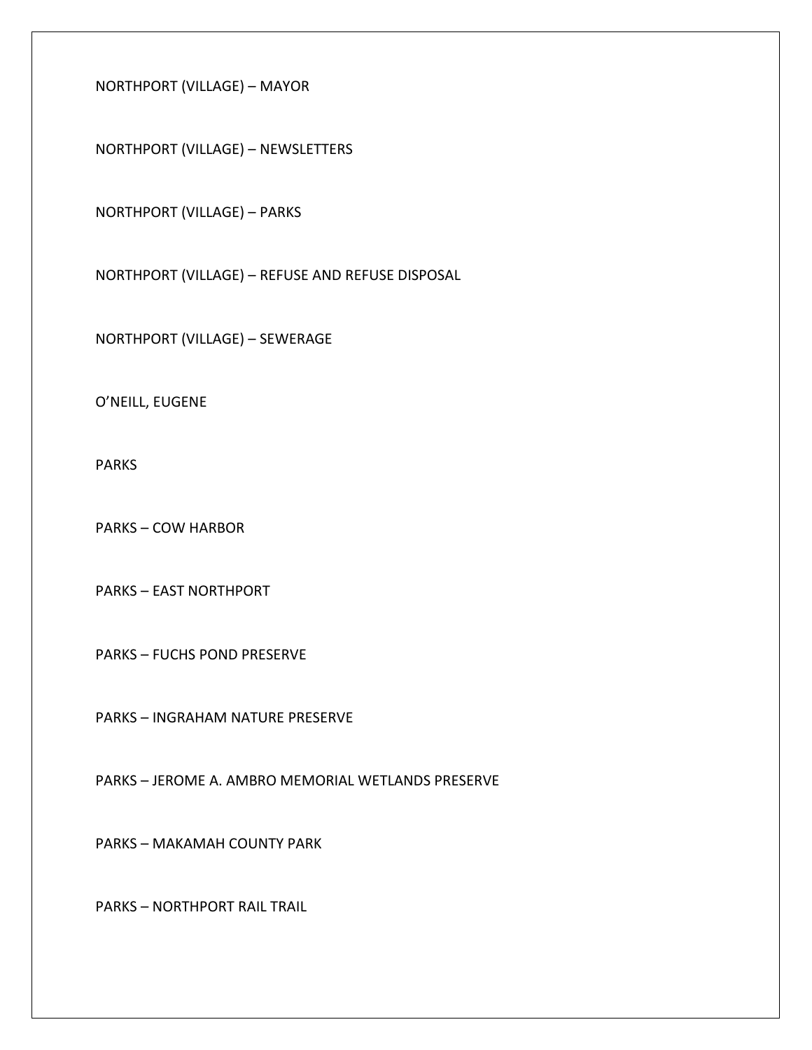NORTHPORT (VILLAGE) – MAYOR

NORTHPORT (VILLAGE) – NEWSLETTERS

NORTHPORT (VILLAGE) – PARKS

NORTHPORT (VILLAGE) – REFUSE AND REFUSE DISPOSAL

NORTHPORT (VILLAGE) – SEWERAGE

O'NEILL, EUGENE

PARKS

PARKS – COW HARBOR

PARKS – EAST NORTHPORT

PARKS – FUCHS POND PRESERVE

PARKS – INGRAHAM NATURE PRESERVE

PARKS – JEROME A. AMBRO MEMORIAL WETLANDS PRESERVE

PARKS – MAKAMAH COUNTY PARK

PARKS – NORTHPORT RAIL TRAIL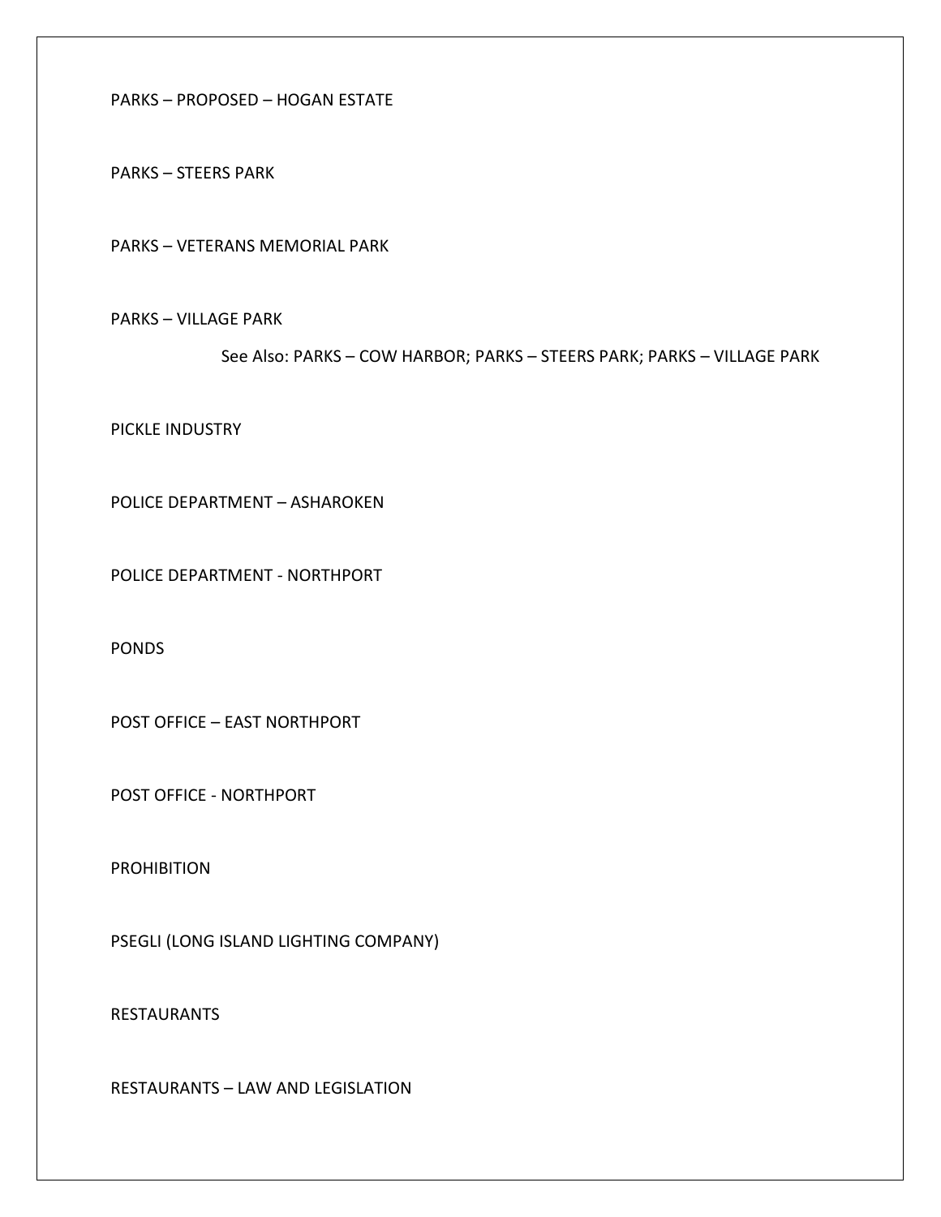PARKS – PROPOSED – HOGAN ESTATE

PARKS – STEERS PARK

PARKS – VETERANS MEMORIAL PARK

PARKS – VILLAGE PARK

See Also: PARKS – COW HARBOR; PARKS – STEERS PARK; PARKS – VILLAGE PARK

PICKLE INDUSTRY

POLICE DEPARTMENT – ASHAROKEN

POLICE DEPARTMENT - NORTHPORT

PONDS

POST OFFICE – EAST NORTHPORT

POST OFFICE - NORTHPORT

PROHIBITION

PSEGLI (LONG ISLAND LIGHTING COMPANY)

RESTAURANTS

RESTAURANTS – LAW AND LEGISLATION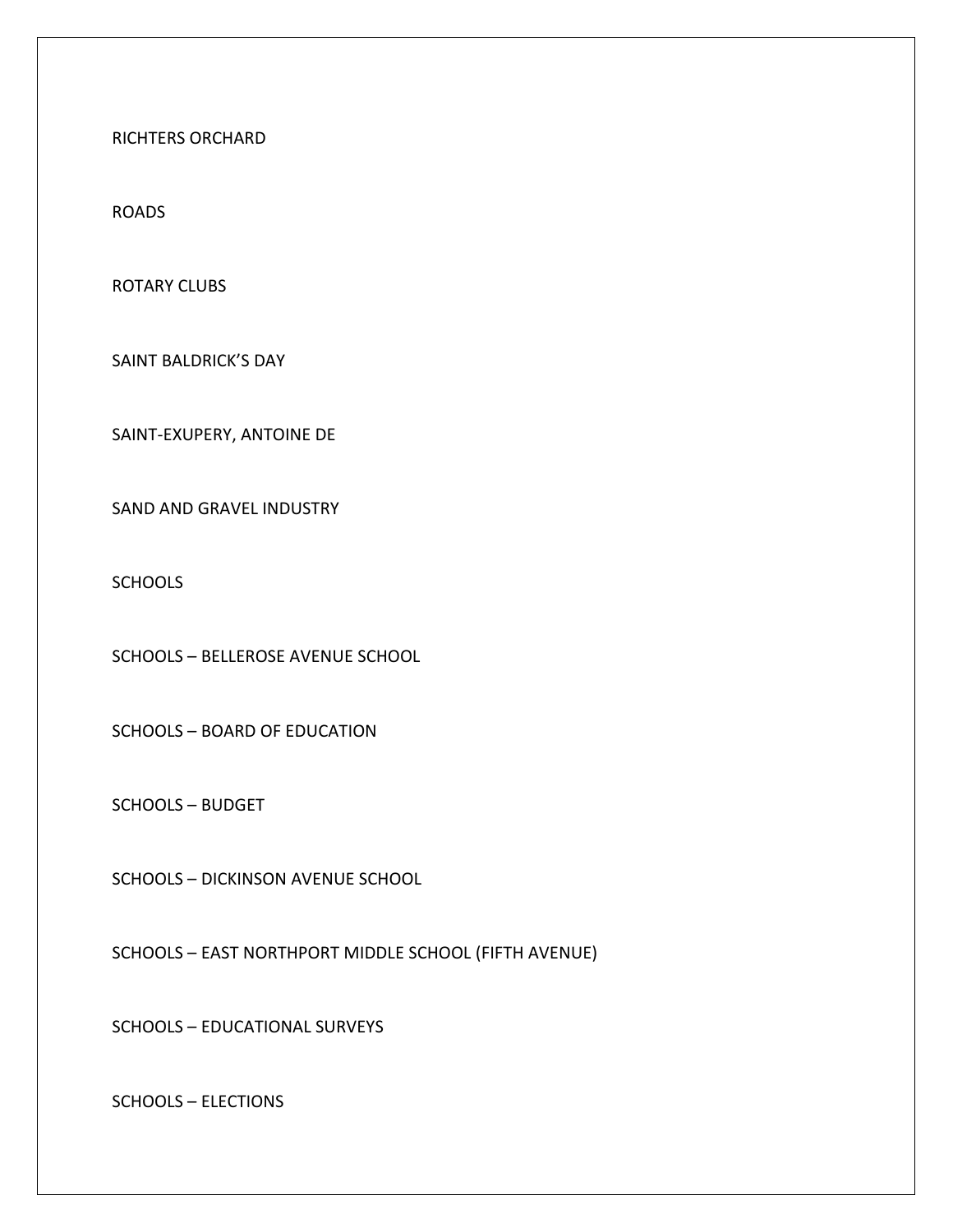RICHTERS ORCHARD

ROADS

ROTARY CLUBS

SAINT BALDRICK’S DAY

SAINT-EXUPERY, ANTOINE DE

SAND AND GRAVEL INDUSTRY

SCHOOLS

SCHOOLS – BELLEROSE AVENUE SCHOOL

SCHOOLS – BOARD OF EDUCATION

SCHOOLS – BUDGET

SCHOOLS – DICKINSON AVENUE SCHOOL

SCHOOLS – EAST NORTHPORT MIDDLE SCHOOL (FIFTH AVENUE)

SCHOOLS – EDUCATIONAL SURVEYS

SCHOOLS – ELECTIONS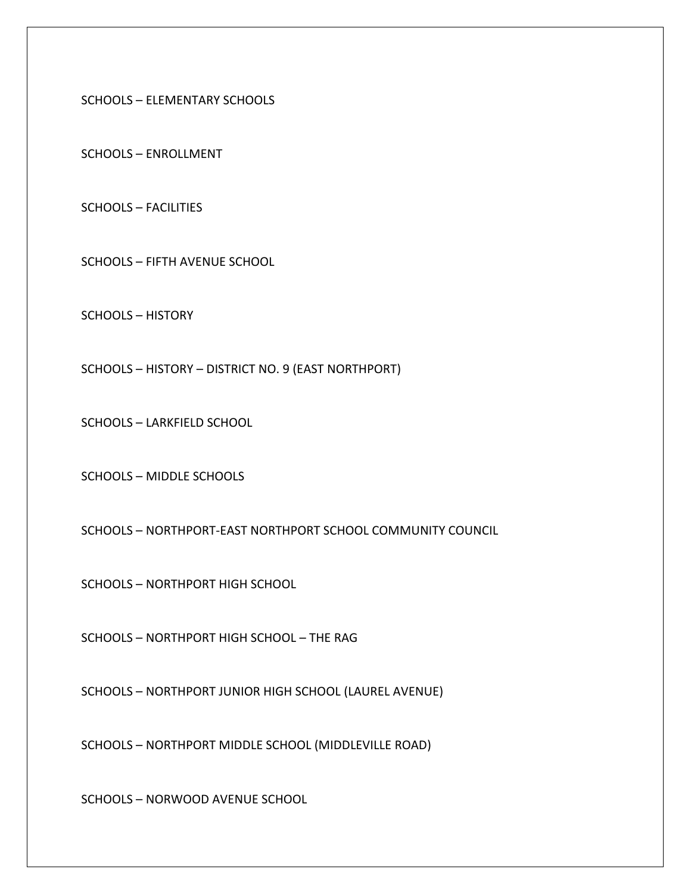SCHOOLS – ELEMENTARY SCHOOLS

SCHOOLS – ENROLLMENT

SCHOOLS – FACILITIES

SCHOOLS – FIFTH AVENUE SCHOOL

SCHOOLS – HISTORY

SCHOOLS – HISTORY – DISTRICT NO. 9 (EAST NORTHPORT)

SCHOOLS – LARKFIELD SCHOOL

SCHOOLS – MIDDLE SCHOOLS

SCHOOLS – NORTHPORT-EAST NORTHPORT SCHOOL COMMUNITY COUNCIL

SCHOOLS – NORTHPORT HIGH SCHOOL

SCHOOLS – NORTHPORT HIGH SCHOOL – THE RAG

SCHOOLS – NORTHPORT JUNIOR HIGH SCHOOL (LAUREL AVENUE)

SCHOOLS – NORTHPORT MIDDLE SCHOOL (MIDDLEVILLE ROAD)

SCHOOLS – NORWOOD AVENUE SCHOOL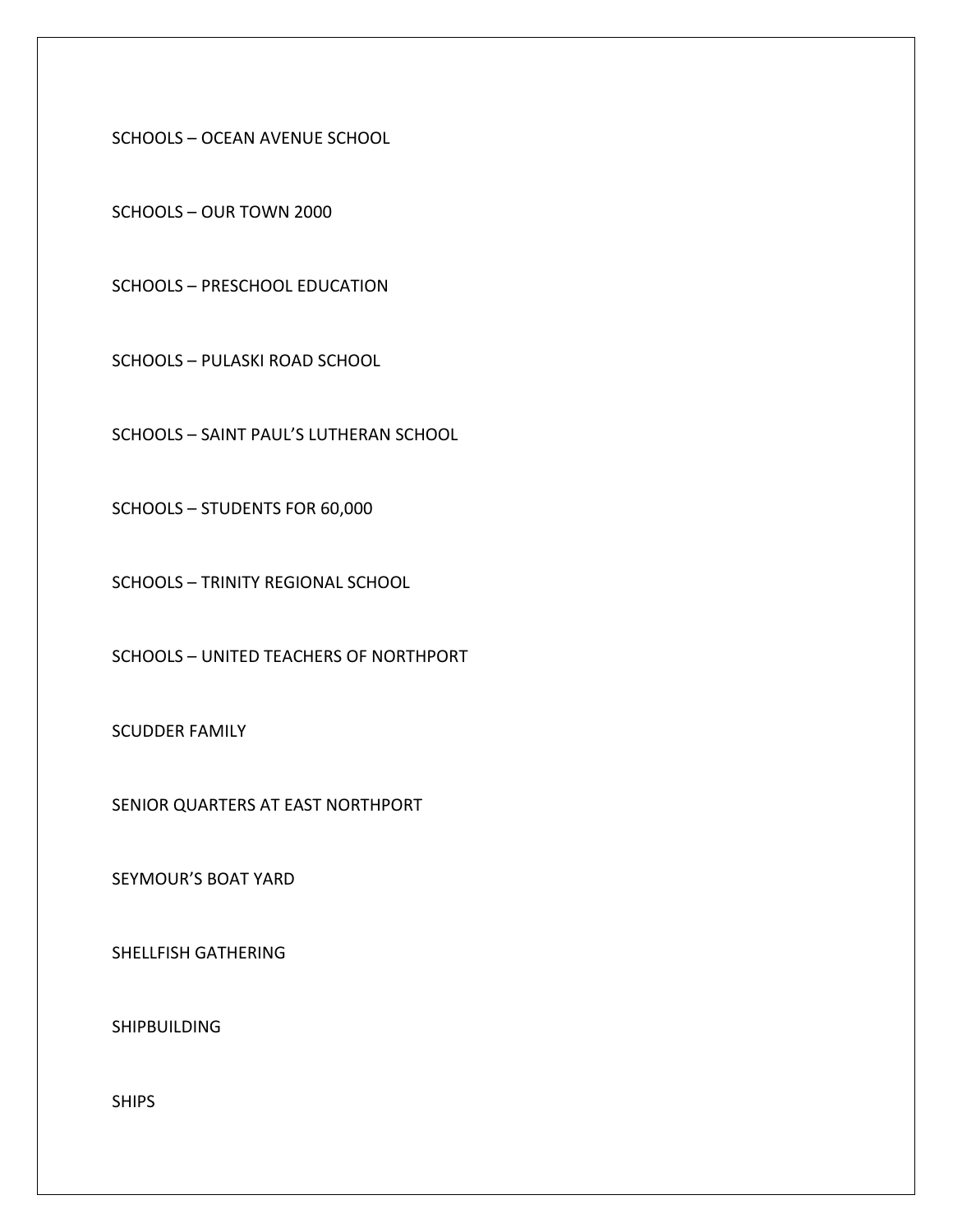SCHOOLS – OCEAN AVENUE SCHOOL

SCHOOLS – OUR TOWN 2000

SCHOOLS – PRESCHOOL EDUCATION

SCHOOLS – PULASKI ROAD SCHOOL

SCHOOLS – SAINT PAUL'S LUTHERAN SCHOOL

SCHOOLS – STUDENTS FOR 60,000

SCHOOLS – TRINITY REGIONAL SCHOOL

SCHOOLS – UNITED TEACHERS OF NORTHPORT

SCUDDER FAMILY

SENIOR QUARTERS AT EAST NORTHPORT

SEYMOUR'S BOAT YARD

SHELLFISH GATHERING

SHIPBUILDING

SHIPS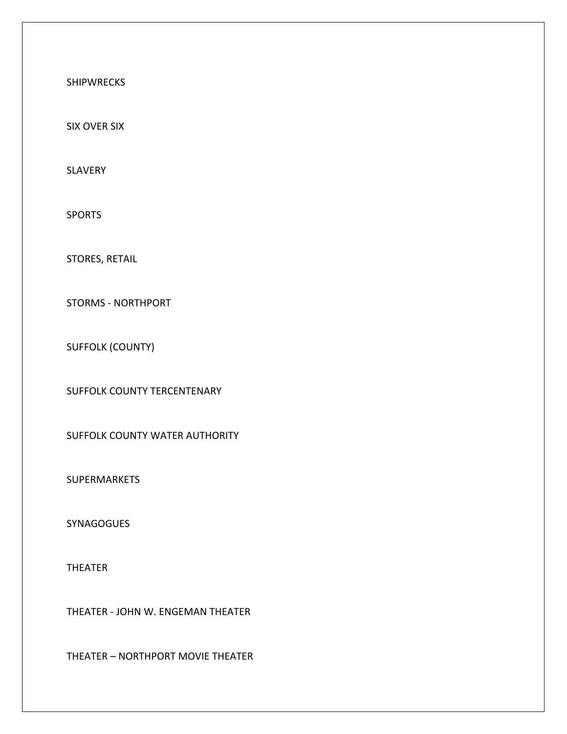SHIPWRECKS

SIX OVER SIX

SLAVERY

SPORTS

STORES, RETAIL

STORMS - NORTHPORT

SUFFOLK (COUNTY)

SUFFOLK COUNTY TERCENTENARY

SUFFOLK COUNTY WATER AUTHORITY

SUPERMARKETS

SYNAGOGUES

THEATER

THEATER - JOHN W. ENGEMAN THEATER

THEATER – NORTHPORT MOVIE THEATER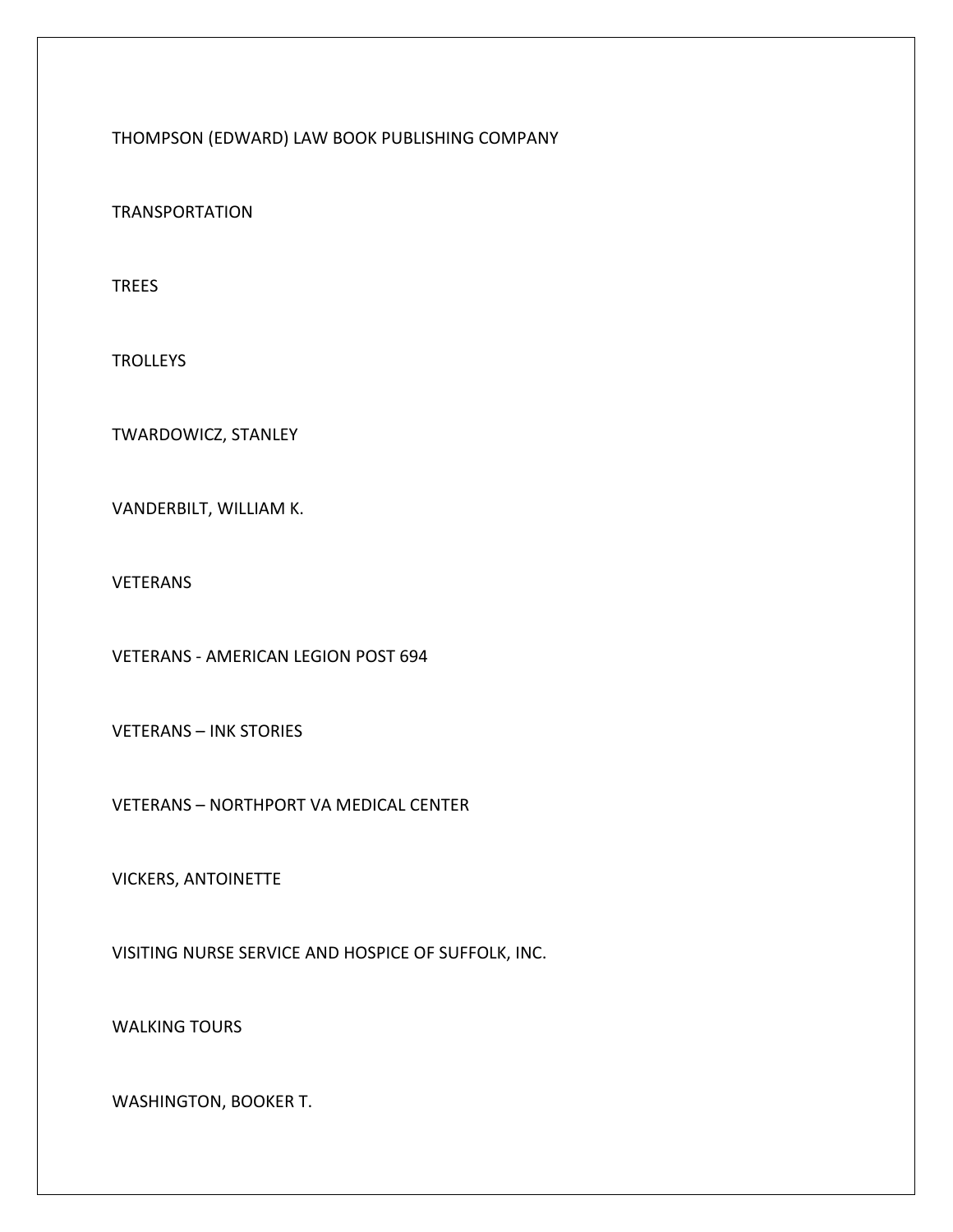THOMPSON (EDWARD) LAW BOOK PUBLISHING COMPANY

TRANSPORTATION

TREES

TROLLEYS

TWARDOWICZ, STANLEY

VANDERBILT, WILLIAM K.

VETERANS

VETERANS - AMERICAN LEGION POST 694

VETERANS – INK STORIES

VETERANS – NORTHPORT VA MEDICAL CENTER

VICKERS, ANTOINETTE

VISITING NURSE SERVICE AND HOSPICE OF SUFFOLK, INC.

WALKING TOURS

WASHINGTON, BOOKER T.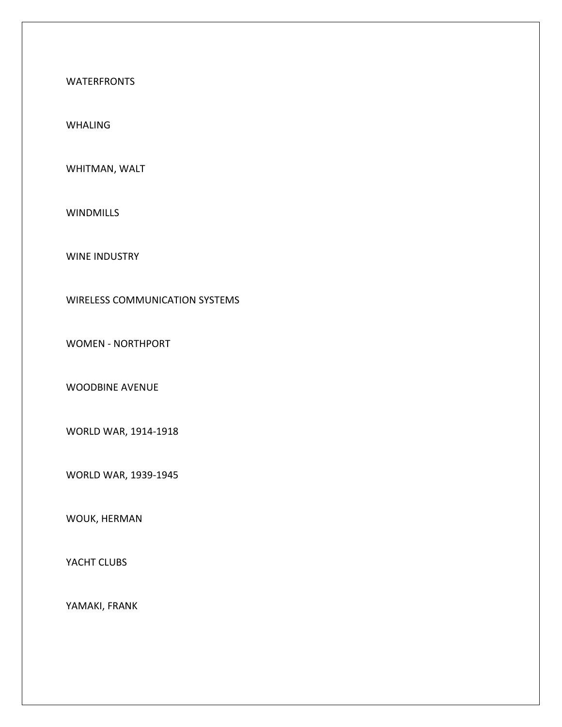WATERFRONTS

WHALING

WHITMAN, WALT

WINDMILLS

WINE INDUSTRY

WIRELESS COMMUNICATION SYSTEMS

WOMEN - NORTHPORT

WOODBINE AVENUE

WORLD WAR, 1914-1918

WORLD WAR, 1939-1945

WOUK, HERMAN

YACHT CLUBS

YAMAKI, FRANK